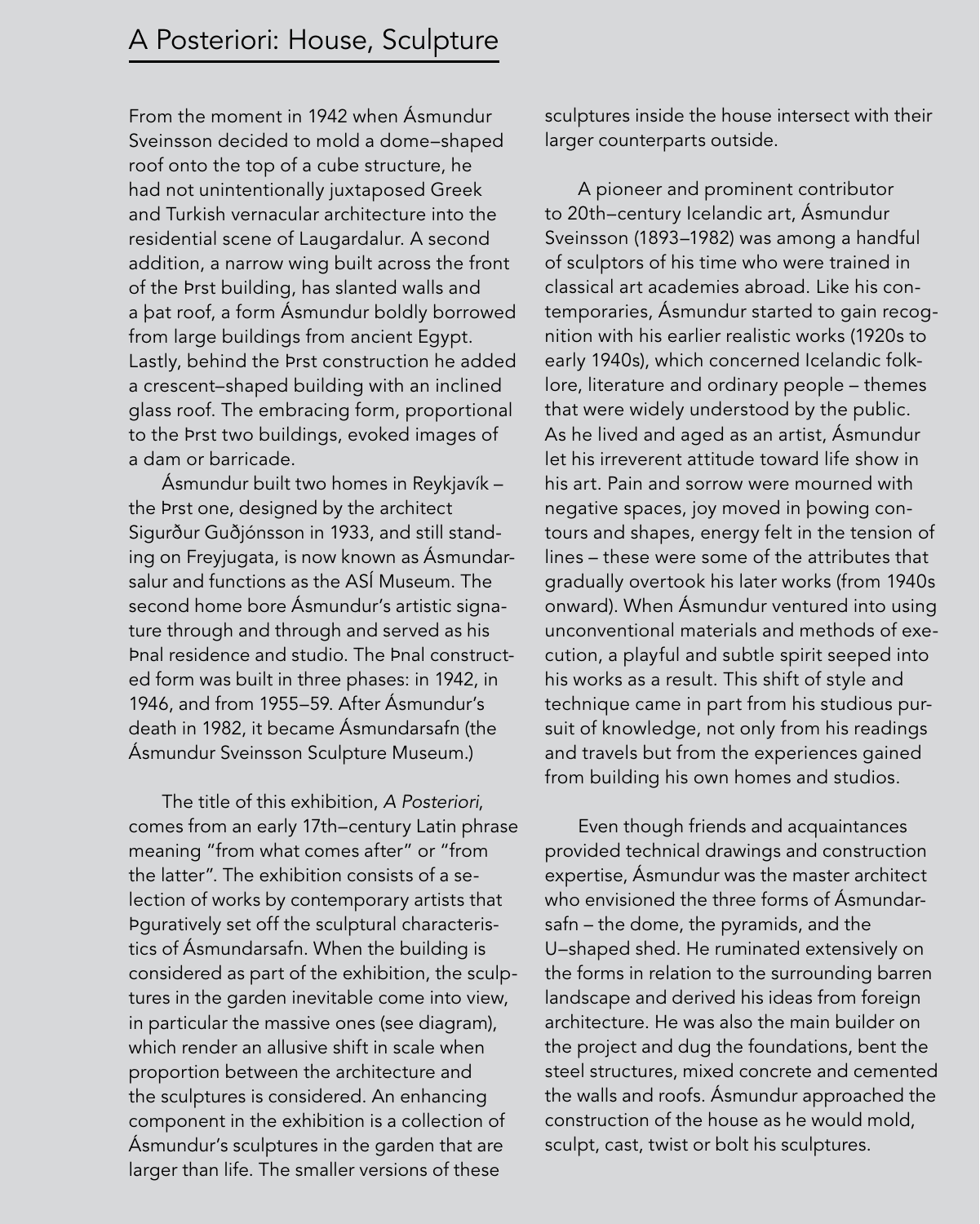# A Posteriori: House, Sculpture

From the moment in 1942 when Ásmundur Sveinsson decided to mold a dome–shaped roof onto the top of a cube structure, he had not unintentionally juxtaposed Greek and Turkish vernacular architecture into the residential scene of Laugardalur. A second addition, a narrow wing built across the front of the first building, has slanted walls and a flat roof, a form Ásmundur boldly borrowed from large buildings from ancient Egypt. Lastly, behind the first construction he added a crescent–shaped building with an inclined glass roof. The embracing form, proportional to the first two buildings, evoked images of a dam or barricade.

Ásmundur built two homes in Reykjavík – the first one, designed by the architect Sigurður Guðjónsson in 1933, and still standing on Freyjugata, is now known as Ásmundarsalur and functions as the ASÍ Museum. The second home bore Ásmundur's artistic signature through and through and served as his final residence and studio. The final constructed form was built in three phases: in 1942, in 1946, and from 1955–59. After Ásmundur's death in 1982, it became Ásmundarsafn (the Ásmundur Sveinsson Sculpture Museum.)

The title of this exhibition, *A Posteriori*, comes from an early 17th–century Latin phrase meaning "from what comes after" or "from the latter". The exhibition consists of a selection of works by contemporary artists that figuratively set off the sculptural characteristics of Ásmundarsafn. When the building is considered as part of the exhibition, the sculptures in the garden inevitable come into view, in particular the massive ones (see diagram), which render an allusive shift in scale when proportion between the architecture and the sculptures is considered. An enhancing component in the exhibition is a collection of Ásmundur's sculptures in the garden that are larger than life. The smaller versions of these sculptures inside the house intersect with their larger counterparts outside.

A pioneer and prominent contributor to 20th–century Icelandic art, Ásmundur Sveinsson (1893–1982) was among a handful of sculptors of his time who were trained in classical art academies abroad. Like his contemporaries, Ásmundur started to gain recognition with his earlier realistic works (1920s to early 1940s), which concerned Icelandic folklore, literature and ordinary people – themes that were widely understood by the public. As he lived and aged as an artist, Ásmundur let his irreverent attitude toward life show in his art. Pain and sorrow were mourned with negative spaces, joy moved in flowing contours and shapes, energy felt in the tension of lines – these were some of the attributes that gradually overtook his later works (from 1940s onward). When Ásmundur ventured into using unconventional materials and methods of execution, a playful and subtle spirit seeped into his works as a result. This shift of style and technique came in part from his studious pursuit of knowledge, not only from his readings and travels but from the experiences gained from building his own homes and studios.

Even though friends and acquaintances provided technical drawings and construction expertise, Ásmundur was the master architect who envisioned the three forms of Ásmundarsafn – the dome, the pyramids, and the U–shaped shed. He ruminated extensively on the forms in relation to the surrounding barren landscape and derived his ideas from foreign architecture. He was also the main builder on the project and dug the foundations, bent the steel structures, mixed concrete and cemented the walls and roofs. Ásmundur approached the construction of the house as he would mold, sculpt, cast, twist or bolt his sculptures.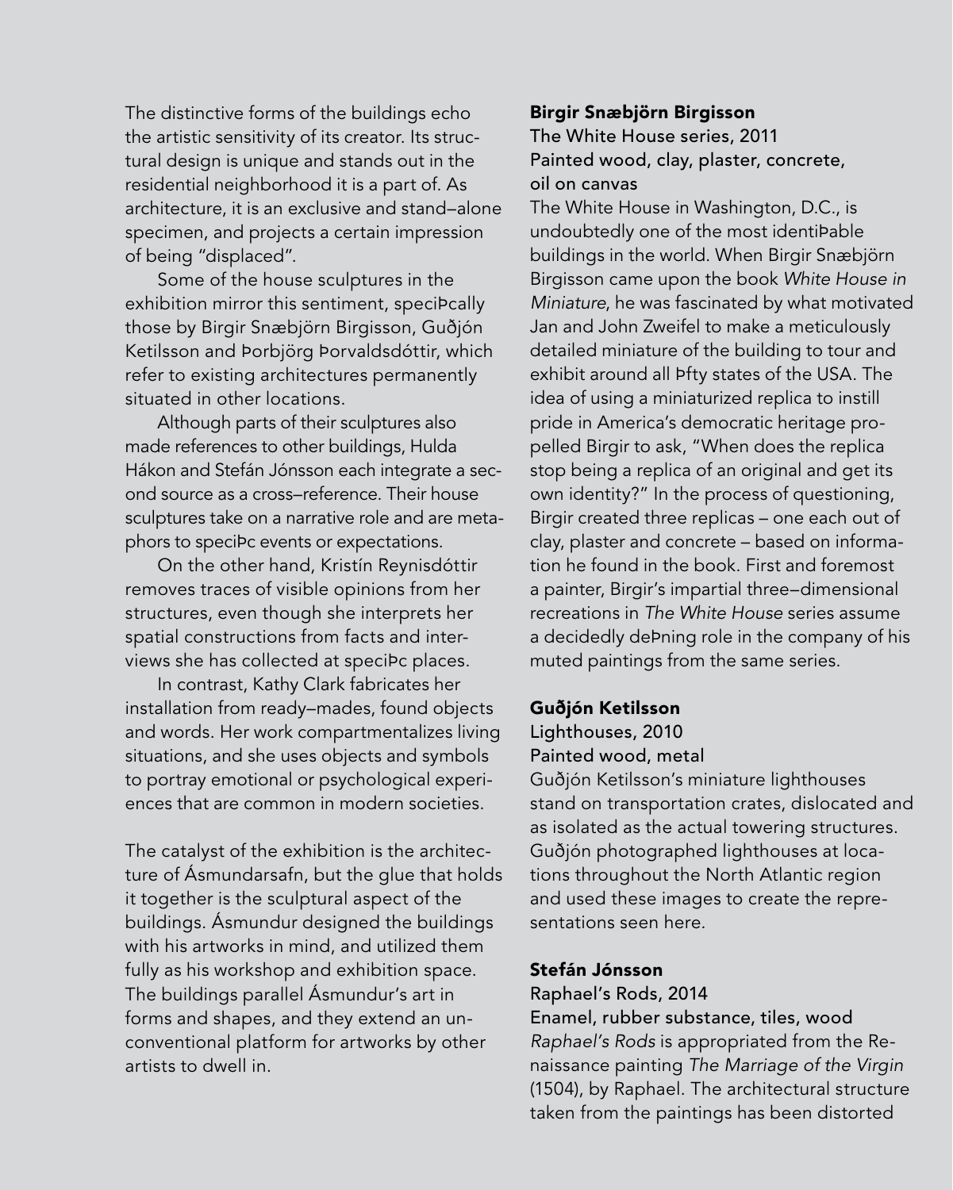The distinctive forms of the buildings echo the artistic sensitivity of its creator. Its structural design is unique and stands out in the residential neighborhood it is a part of. As architecture, it is an exclusive and stand–alone specimen, and projects a certain impression of being "displaced".

Some of the house sculptures in the exhibition mirror this sentiment, speciÞcally those by Birgir Snæbjörn Birgisson, Guðjón Ketilsson and Þorbjörg Þorvaldsdóttir, which refer to existing architectures permanently situated in other locations.

Although parts of their sculptures also made references to other buildings, Hulda Hákon and Stefán Jónsson each integrate a second source as a cross–reference. Their house sculptures take on a narrative role and are metaphors to speciÞc events or expectations.

On the other hand, Kristín Reynisdóttir removes traces of visible opinions from her structures, even though she interprets her spatial constructions from facts and interviews she has collected at speciÞc places.

In contrast, Kathy Clark fabricates her installation from ready–mades, found objects and words. Her work compartmentalizes living situations, and she uses objects and symbols to portray emotional or psychological experiences that are common in modern societies.

The catalyst of the exhibition is the architecture of Ásmundarsafn, but the glue that holds it together is the sculptural aspect of the buildings. Ásmundur designed the buildings with his artworks in mind, and utilized them fully as his workshop and exhibition space. The buildings parallel Ásmundur's art in forms and shapes, and they extend an unconventional platform for artworks by other artists to dwell in.

**Birgir Snæbjörn Birgisson**
The White House series, 2011
Painted wood, clay, plaster, concrete, oil on canvas

The White House in Washington, D.C., is undoubtedly one of the most identiÞable buildings in the world. When Birgir Snæbjörn Birgisson came upon the book *White House in Miniature*, he was fascinated by what motivated Jan and John Zweifel to make a meticulously detailed miniature of the building to tour and exhibit around all Þfty states of the USA. The idea of using a miniaturized replica to instill pride in America's democratic heritage propelled Birgir to ask, "When does the replica stop being a replica of an original and get its own identity?" In the process of questioning, Birgir created three replicas – one each out of clay, plaster and concrete – based on information he found in the book. First and foremost a painter, Birgir's impartial three–dimensional recreations in *The White House* series assume a decidedly deÞning role in the company of his muted paintings from the same series.

**Guðjón Ketilsson**
Lighthouses, 2010
Painted wood, metal

Guðjón Ketilsson's miniature lighthouses stand on transportation crates, dislocated and as isolated as the actual towering structures. Guðjón photographed lighthouses at locations throughout the North Atlantic region and used these images to create the representations seen here.

**Stefán Jónsson**
Raphael's Rods, 2014
Enamel, rubber substance, tiles, wood

*Raphael's Rods* is appropriated from the Renaissance painting *The Marriage of the Virgin* (1504), by Raphael. The architectural structure taken from the paintings has been distorted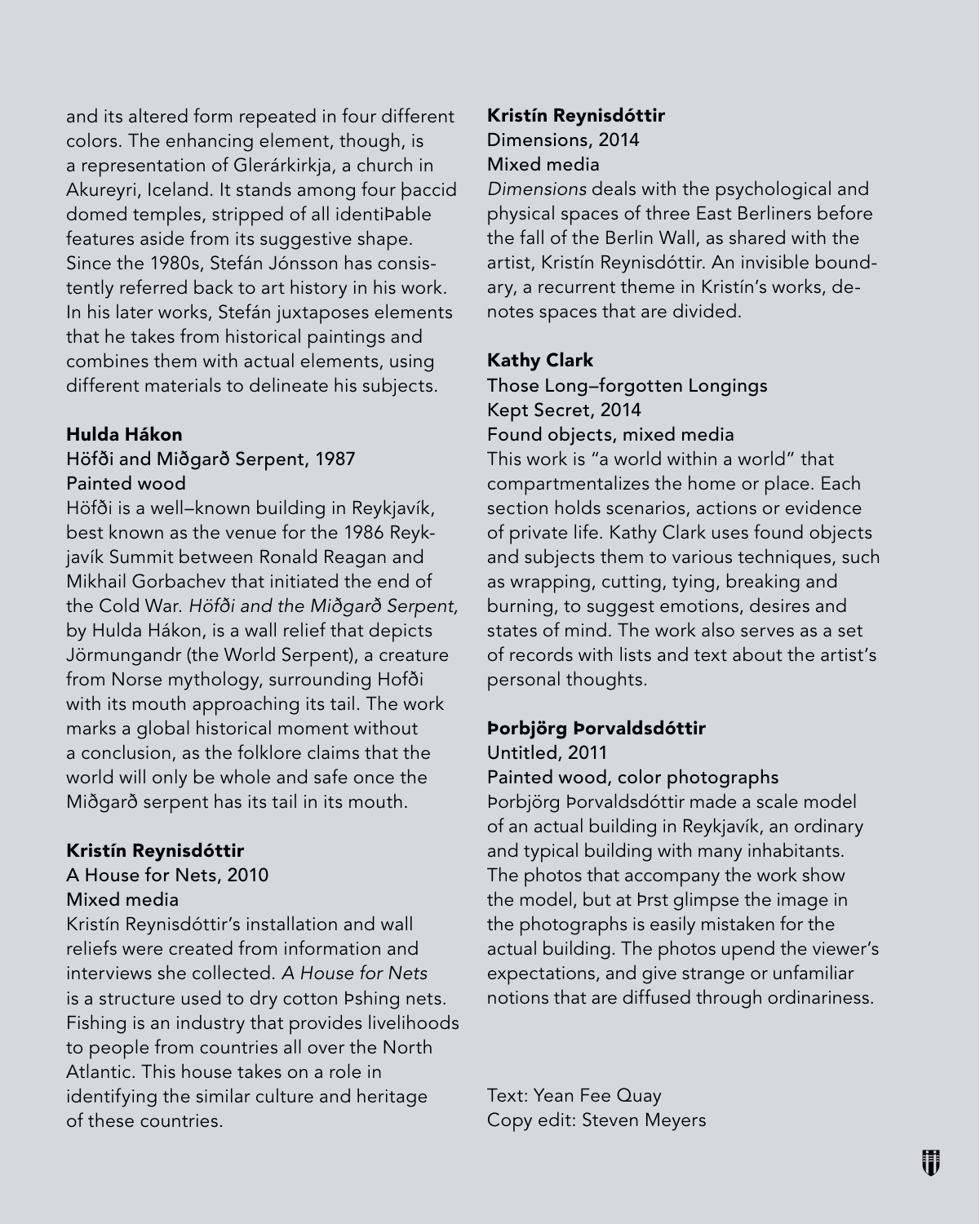and its altered form repeated in four different colors. The enhancing element, though, is a representation of Glerárkirkja, a church in Akureyri, Iceland. It stands among four þaccid domed temples, stripped of all identiÞable features aside from its suggestive shape. Since the 1980s, Stefán Jónsson has consistently referred back to art history in his work. In his later works, Stefán juxtaposes elements that he takes from historical paintings and combines them with actual elements, using different materials to delineate his subjects.

**Hulda Hákon**
Höfði and Miðgarð Serpent, 1987
Painted wood

Höfði is a well–known building in Reykjavík, best known as the venue for the 1986 Reykjavík Summit between Ronald Reagan and Mikhail Gorbachev that initiated the end of the Cold War. *Höfði and the Miðgarð Serpent,* by Hulda Hákon, is a wall relief that depicts Jörmungandr (the World Serpent), a creature from Norse mythology, surrounding Hofði with its mouth approaching its tail. The work marks a global historical moment without a conclusion, as the folklore claims that the world will only be whole and safe once the Miðgarð serpent has its tail in its mouth.

**Kristín Reynisdóttir**
A House for Nets, 2010
Mixed media

Kristín Reynisdóttir's installation and wall reliefs were created from information and interviews she collected. *A House for Nets* is a structure used to dry cotton Þshing nets. Fishing is an industry that provides livelihoods to people from countries all over the North Atlantic. This house takes on a role in identifying the similar culture and heritage of these countries.

**Kristín Reynisdóttir**
Dimensions, 2014
Mixed media

*Dimensions* deals with the psychological and physical spaces of three East Berliners before the fall of the Berlin Wall, as shared with the artist, Kristín Reynisdóttir. An invisible boundary, a recurrent theme in Kristín's works, denotes spaces that are divided.

**Kathy Clark**
Those Long–forgotten Longings Kept Secret, 2014
Found objects, mixed media

This work is "a world within a world" that compartmentalizes the home or place. Each section holds scenarios, actions or evidence of private life. Kathy Clark uses found objects and subjects them to various techniques, such as wrapping, cutting, tying, breaking and burning, to suggest emotions, desires and states of mind. The work also serves as a set of records with lists and text about the artist's personal thoughts.

**Þorbjörg Þorvaldsdóttir**
Untitled, 2011
Painted wood, color photographs

Þorbjörg Þorvaldsdóttir made a scale model of an actual building in Reykjavík, an ordinary and typical building with many inhabitants. The photos that accompany the work show the model, but at Þrst glimpse the image in the photographs is easily mistaken for the actual building. The photos upend the viewer's expectations, and give strange or unfamiliar notions that are diffused through ordinariness.

Text: Yean Fee Quay
Copy edit: Steven Meyers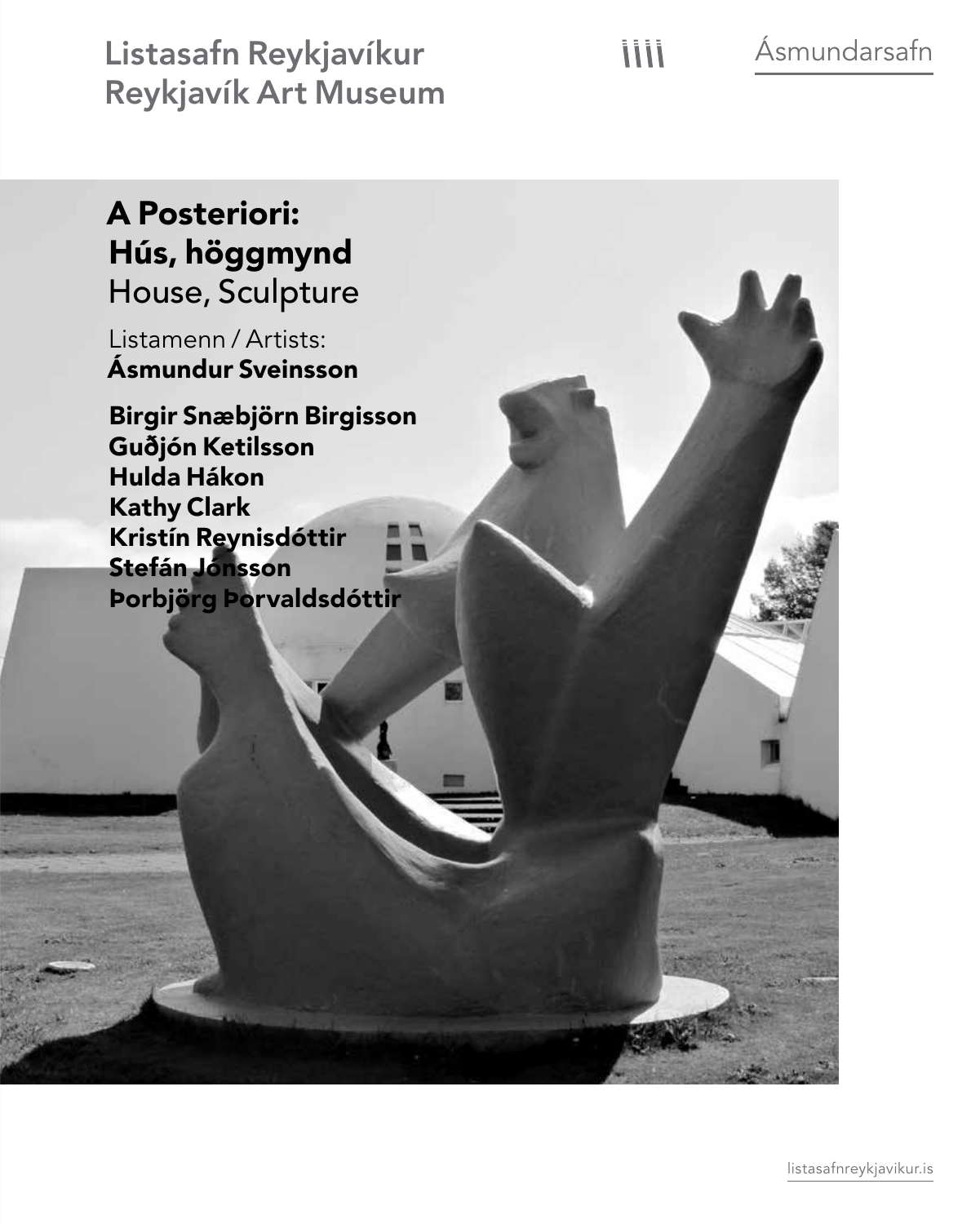Listasafn Reykjavíkur
Reykjavík Art Museum

Ásmundarsafn

# A Posteriori: Hús, höggmynd
## House, Sculpture

Listamenn / Artists:
**Ásmundur Sveinsson**

**Birgir Snæbjörn Birgisson**
**Guðjón Ketilsson**
**Hulda Hákon**
**Kathy Clark**
**Kristín Reynisdóttir**
**Stefán Jónsson**
**Þorbjörg Þorvaldsdóttir**

listasafnreykjavikur.is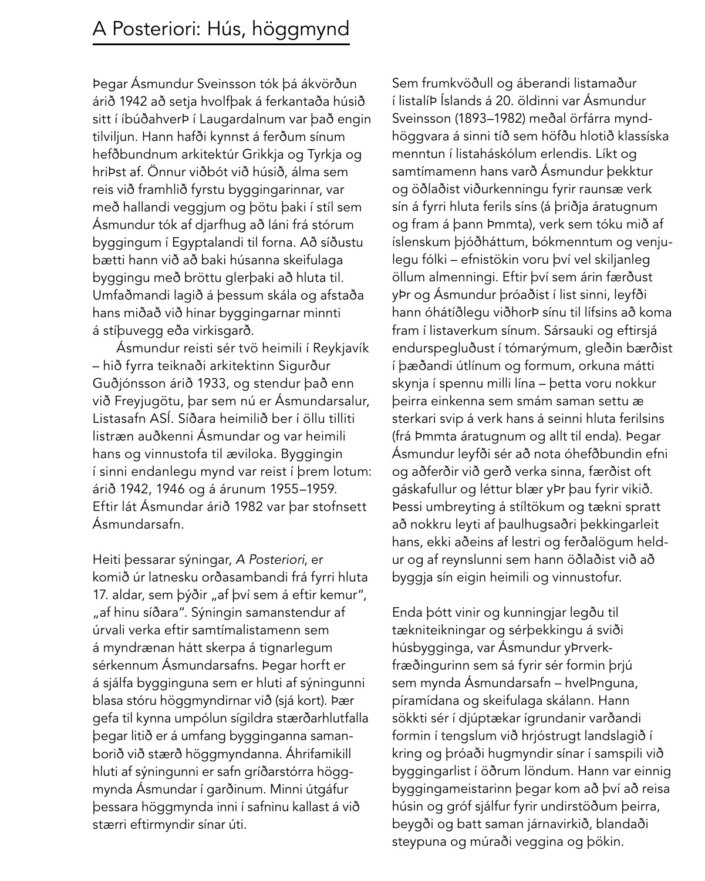# A Posteriori: Hús, höggmynd

Þegar Ásmundur Sveinsson tók þá ákvörðun árið 1942 að setja hvolfþak á ferkantaða húsið sitt í íbúðahverfi í Laugardalnum var það engin tilviljun. Hann hafði kynnst á ferðum sínum hefðbundnum arkitektúr Grikkja og Tyrkja og hrifist af. Önnur viðbót við húsið, álma sem reis við framhlið fyrstu byggingarinnar, var með hallandi veggjum og þötu þaki í stíl sem Ásmundur tók af djarfhug að láni frá stórum byggingum í Egyptalandi til forna. Að síðustu bætti hann við að baki húsanna skeifulaga byggingu með bröttu glerþaki að hluta til. Umfaðmandi lagið á þessum skála og afstaða hans miðað við hinar byggingarnar minnti á stíþuvegg eða virkisgarð.

Ásmundur reisti sér tvö heimili í Reykjavík – hið fyrra teiknaði arkitektinn Sigurður Guðjónsson árið 1933, og stendur það enn við Freyjugötu, þar sem nú er Ásmundarsalur, Listasafn ASÍ. Síðara heimilið ber í öllu tilliti listræn auðkenni Ásmundar og var heimili hans og vinnustofa til æviloka. Byggingin í sinni endanlegu mynd var reist í þrem lotum: árið 1942, 1946 og á árunum 1955–1959. Eftir lát Ásmundar árið 1982 var þar stofnsett Ásmundarsafn.

Heiti þessarar sýningar, *A Posteriori*, er komið úr latnesku orðasambandi frá fyrri hluta 17. aldar, sem þýðir „af því sem á eftir kemur", „af hinu síðara". Sýningin samanstendur af úrvali verka eftir samtímalistamenn sem á myndrænan hátt skerpa á tignarlegum sérkennum Ásmundarsafns. Þegar horft er á sjálfa bygginguna sem er hluti af sýningunni blasa stóru höggmyndirnar við (sjá kort). Þær gefa til kynna umpólun sígildra stærðarhlutfalla þegar litið er á umfang bygginganna samanborið við stærð höggmyndanna. Áhrifamikill hluti af sýningunni er safn gríðarstórra höggmynda Ásmundar í garðinum. Minni útgáfur þessara höggmynda inni í safninu kallast á við stærri eftirmyndir sínar úti.

Sem frumkvöðull og áberandi listamaður í listalífi Íslands á 20. öldinni var Ásmundur Sveinsson (1893–1982) meðal örfárra myndhöggvara á sinni tíð sem höfðu hlotið klassíska menntun í listaháskólum erlendis. Líkt og samtímamenn hans varð Ásmundur þekktur og öðlaðist viðurkenningu fyrir raunsæ verk sín á fyrri hluta ferils síns (á þriðja áratugnum og fram á þann fimmta), verk sem tóku mið af íslenskum þjóðháttum, bókmenntum og venjulegu fólki – efnistökin voru því vel skiljanleg öllum almenningi. Eftir því sem árin færðust yfir og Ásmundur þróaðist í list sinni, leyfði hann óhátíðlegu viðhorfi sínu til lífsins að koma fram í listaverkum sínum. Sársauki og eftirsjá endurspegluðust í tómarýmum, gleðin bærðist í þæðandi útlínum og formum, orkuna mátti skynja í spennu milli lína – þetta voru nokkur þeirra einkenna sem smám saman settu æ sterkari svip á verk hans á seinni hluta ferilsins (frá fimmta áratugnum og allt til enda). Þegar Ásmundur leyfði sér að nota óhefðbundin efni og aðferðir við gerð verka sinna, færðist oft gáskafullur og léttur blær yfir þau fyrir vikið. Þessi umbreyting á stíltökum og tækni spratt að nokkru leyti af þaulhugsaðri þekkingarleit hans, ekki aðeins af lestri og ferðalögum heldur og af reynslunni sem hann öðlaðist við að byggja sín eigin heimili og vinnustofur.

Enda þótt vinir og kunningjar legðu til tækniteikningar og sérþekkingu á sviði húsbygginga, var Ásmundur yfirverkfræðingurinn sem sá fyrir sér formin þrjú sem mynda Ásmundarsafn – hvelfinguna, píramídana og skeifulaga skálann. Hann sökkti sér í djúptækar ígrundanir varðandi formin í tengslum við hrjóstrugt landslagið í kring og þróaði hugmyndir sínar í samspili við byggingarlist í öðrum löndum. Hann var einnig byggingameistarinn þegar kom að því að reisa húsin og gróf sjálfur fyrir undirstöðum þeirra, beygði og batt saman járnavirkið, blandaði steypuna og múraði veggina og þökin.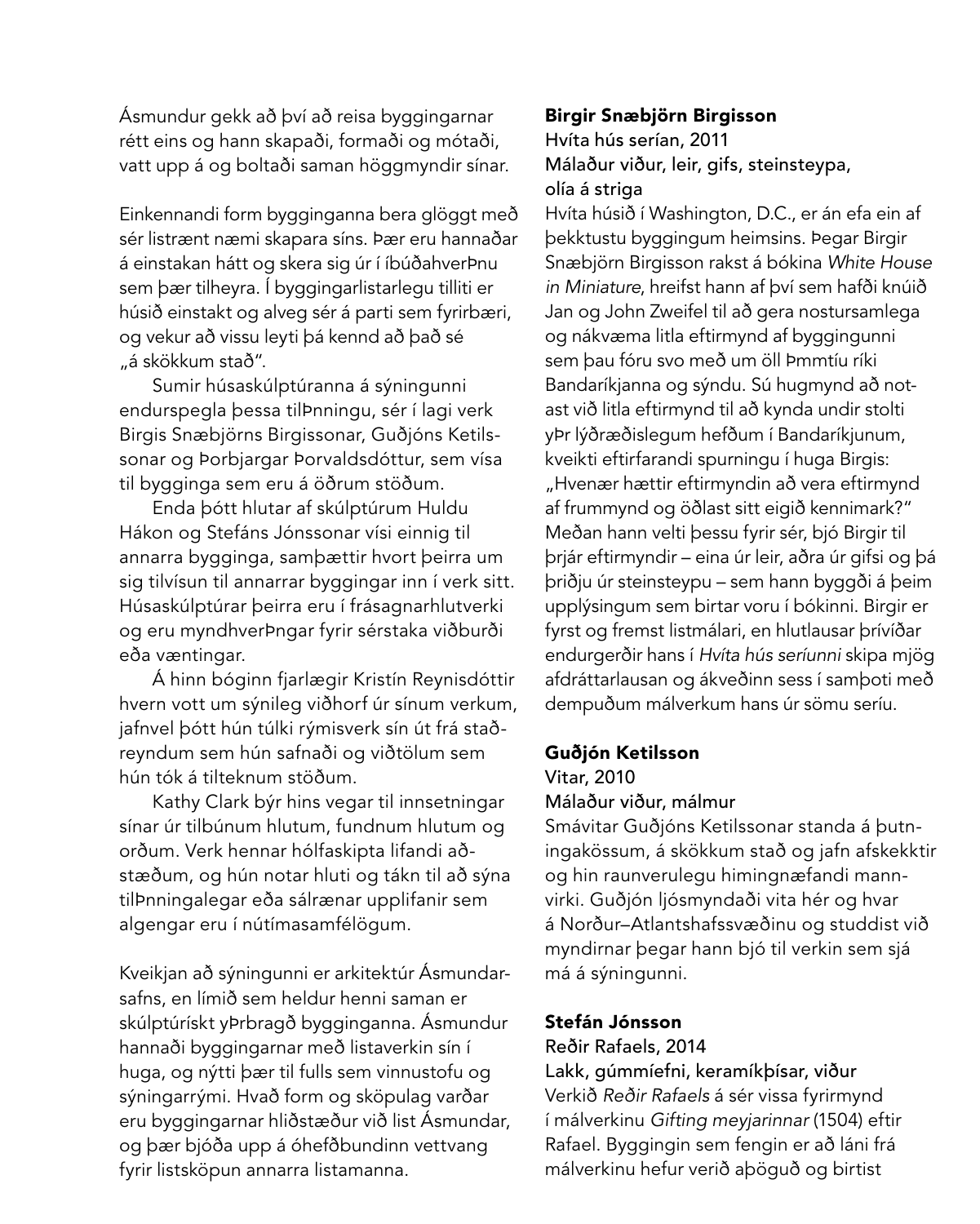Ásmundur gekk að því að reisa byggingarnar rétt eins og hann skapaði, formaði og mótaði, vatt upp á og boltaði saman höggmyndir sínar.

Einkennandi form bygginganna bera glöggt með sér listrænt næmi skapara síns. Þær eru hannaðar á einstakan hátt og skera sig úr í íbúðahverfinu sem þær tilheyra. Í byggingarlistarlegu tilliti er húsið einstakt og alveg sér á parti sem fyrirbæri, og vekur að vissu leyti þá kennd að það sé „á skökkum stað".

Sumir húsaskúlptúranna á sýningunni endurspegla þessa tilfinningu, sér í lagi verk Birgis Snæbjörns Birgissonar, Guðjóns Ketilssonar og Þorbjargar Þorvaldsdóttur, sem vísa til bygginga sem eru á öðrum stöðum.

Enda þótt hlutar af skúlptúrum Huldu Hákon og Stefáns Jónssonar vísi einnig til annarra bygginga, samþættir hvort þeirra um sig tilvísun til annarrar byggingar inn í verk sitt. Húsaskúlptúrar þeirra eru í frásagnarhlutverki og eru myndhverfingar fyrir sérstaka viðburði eða væntingar.

Á hinn bóginn fjarlægir Kristín Reynisdóttir hvern vott um sýnileg viðhorf úr sínum verkum, jafnvel þótt hún túlki rýmisverk sín út frá staðreyndum sem hún safnaði og viðtölum sem hún tók á tilteknum stöðum.

Kathy Clark býr hins vegar til innsetningar sínar úr tilbúnum hlutum, fundnum hlutum og orðum. Verk hennar hólfaskipta lifandi aðstæðum, og hún notar hluti og tákn til að sýna tilfinningalegar eða sálrænar upplifanir sem algengar eru í nútímasamfélögum.

Kveikjan að sýningunni er arkitektúr Ásmundarsafns, en límið sem heldur henni saman er skúlptúrískt yfirbragð bygginganna. Ásmundur hannaði byggingarnar með listaverkin sín í huga, og nýtti þær til fulls sem vinnustofu og sýningarrými. Hvað form og sköpulag varðar eru byggingarnar hliðstæður við list Ásmundar, og þær bjóða upp á óhefðbundinn vettvang fyrir listsköpun annarra listamanna.

**Birgir Snæbjörn Birgisson**
Hvíta hús serían, 2011
Málaður viður, leir, gifs, steinsteypa, olía á striga

Hvíta húsið í Washington, D.C., er án efa ein af þekktustu byggingum heimsins. Þegar Birgir Snæbjörn Birgisson rakst á bókina *White House in Miniature*, hreifst hann af því sem hafði knúið Jan og John Zweifel til að gera nostursamlega og nákvæma litla eftirmynd af byggingunni sem þau fóru svo með um öll fimmtíu ríki Bandaríkjanna og sýndu. Sú hugmynd að notast við litla eftirmynd til að kynda undir stolti yfir lýðræðislegum hefðum í Bandaríkjunum, kveikti eftirfarandi spurningu í huga Birgis: „Hvenær hættir eftirmyndin að vera eftirmynd af frummynd og öðlast sitt eigið kennimark?" Meðan hann velti þessu fyrir sér, bjó Birgir til þrjár eftirmyndir – eina úr leir, aðra úr gifsi og þá þriðju úr steinsteypu – sem hann byggði á þeim upplýsingum sem birtar voru í bókinni. Birgir er fyrst og fremst listmálari, en hlutlausar þrívíðar endurgerðir hans í *Hvíta hús seríunni* skipa mjög afdráttarlausan og ákveðinn sess í samþoti með dempuðum málverkum hans úr sömu seríu.

**Guðjón Ketilsson**
Vitar, 2010
Málaður viður, málmur

Smávitar Guðjóns Ketilssonar standa á þutningakössum, á skökkum stað og jafn afskekktir og hin raunverulegu himingnæfandi mannvirki. Guðjón ljósmyndaði vita hér og hvar á Norður–Atlantshafssvæðinu og studdist við myndirnar þegar hann bjó til verkin sem sjá má á sýningunni.

**Stefán Jónsson**
Reðir Rafaels, 2014
Lakk, gúmmíefni, keramíkþísar, viður

Verkið *Reðir Rafaels* á sér vissa fyrirmynd í málverkinu *Gifting meyjarinnar* (1504) eftir Rafael. Byggingin sem fengin er að láni frá málverkinu hefur verið afböguð og birtist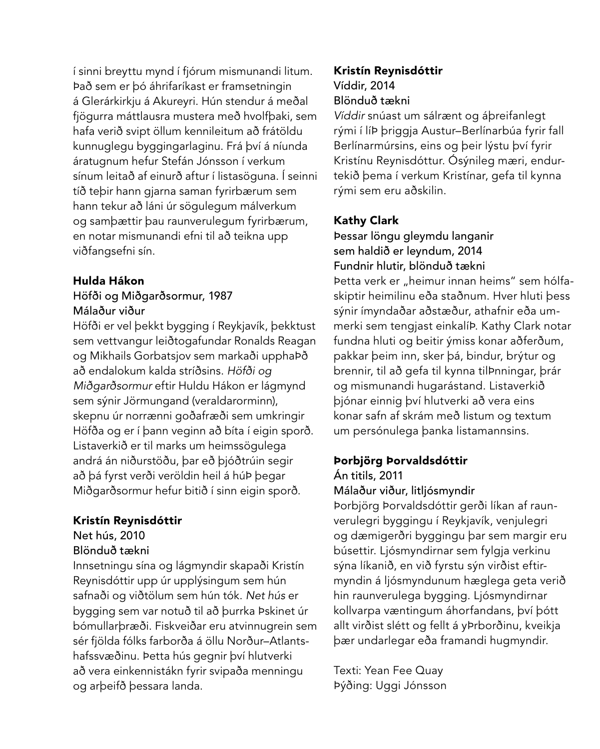í sinni breyttu mynd í fjórum mismunandi litum. Það sem er þó áhrifaríkast er framsetningin á Glerárkirkju á Akureyri. Hún stendur á meðal fjögurra máttlausra mustera með hvolfþaki, sem hafa verið svipt öllum kennileitum að frátöldu kunnuglegu byggingarlaginu. Frá því á níunda áratugnum hefur Stefán Jónsson í verkum sínum leitað af einurð aftur í listasöguna. Í seinni tíð teþir hann gjarna saman fyrirbærum sem hann tekur að láni úr sögulegum málverkum og samþættir þau raunverulegum fyrirbærum, en notar mismunandi efni til að teikna upp viðfangsefni sín.

**Hulda Hákon**
Höfði og Miðgarðsormur, 1987
Málaður viður

Höfði er vel þekkt bygging í Reykjavík, þekktust sem vettvangur leiðtogafundar Ronalds Reagan og Mikhails Gorbatsjov sem markaði upphaÞð að endalokum kalda stríðsins. *Höfði og Miðgarðsormur* eftir Huldu Hákon er lágmynd sem sýnir Jörmungand (veraldarorminn), skepnu úr norrænni goðafræði sem umkringir Höfða og er í þann veginn að bíta í eigin sporð. Listaverkið er til marks um heimssögulega andrá án niðurstöðu, þar eð þjóðtrúin segir að þá fyrst verði veröldin heil á húÞ þegar Miðgarðsormur hefur bitið í sinn eigin sporð.

**Kristín Reynisdóttir**
Net hús, 2010
Blönduð tækni

Innsetningu sína og lágmyndir skapaði Kristín Reynisdóttir upp úr upplýsingum sem hún safnaði og viðtölum sem hún tók. *Net hús* er bygging sem var notuð til að þurrka Þskinet úr bómullarþræði. Fiskveiðar eru atvinnugrein sem sér fjölda fólks farborða á öllu Norður–Atlantshafssvæðinu. Þetta hús gegnir því hlutverki að vera einkennistákn fyrir svipaða menningu og arþeifð þessara landa.

**Kristín Reynisdóttir**
Víddir, 2014
Blönduð tækni

*Víddir* snúast um sálrænt og áþreifanlegt rými í líÞ þriggja Austur–Berlínarbúa fyrir fall Berlínarmúrsins, eins og þeir lýstu því fyrir Kristínu Reynisdóttur. Ósýnileg mæri, endurtekið þema í verkum Kristínar, gefa til kynna rými sem eru aðskilin.

**Kathy Clark**
Þessar löngu gleymdu langanir sem haldið er leyndum, 2014
Fundnir hlutir, blönduð tækni

Þetta verk er „heimur innan heims" sem hólfaskiptir heimilinu eða staðnum. Hver hluti þess sýnir ímyndaðar aðstæður, athafnir eða ummerki sem tengjast einkalíÞ. Kathy Clark notar fundna hluti og beitir ýmiss konar aðferðum, pakkar þeim inn, sker þá, bindur, brýtur og brennir, til að gefa til kynna tilÞnningar, þrár og mismunandi hugarástand. Listaverkið þjónar einnig því hlutverki að vera eins konar safn af skrám með listum og textum um persónulega þanka listamannsins.

**Þorbjörg Þorvaldsdóttir**
Án titils, 2011
Málaður viður, litljósmyndir

Þorbjörg Þorvaldsdóttir gerði líkan af raunverulegri byggingu í Reykjavík, venjulegri og dæmigerðri byggingu þar sem margir eru búsettir. Ljósmyndirnar sem fylgja verkinu sýna líkanið, en við fyrstu sýn virðist eftirmyndin á ljósmyndunum hæglega geta verið hin raunverulega bygging. Ljósmyndirnar kollvarpa væntingum áhorfandans, því þótt allt virðist slétt og fellt á yÞrborðinu, kveikja þær undarlegar eða framandi hugmyndir.

Texti: Yean Fee Quay
Þýðing: Uggi Jónsson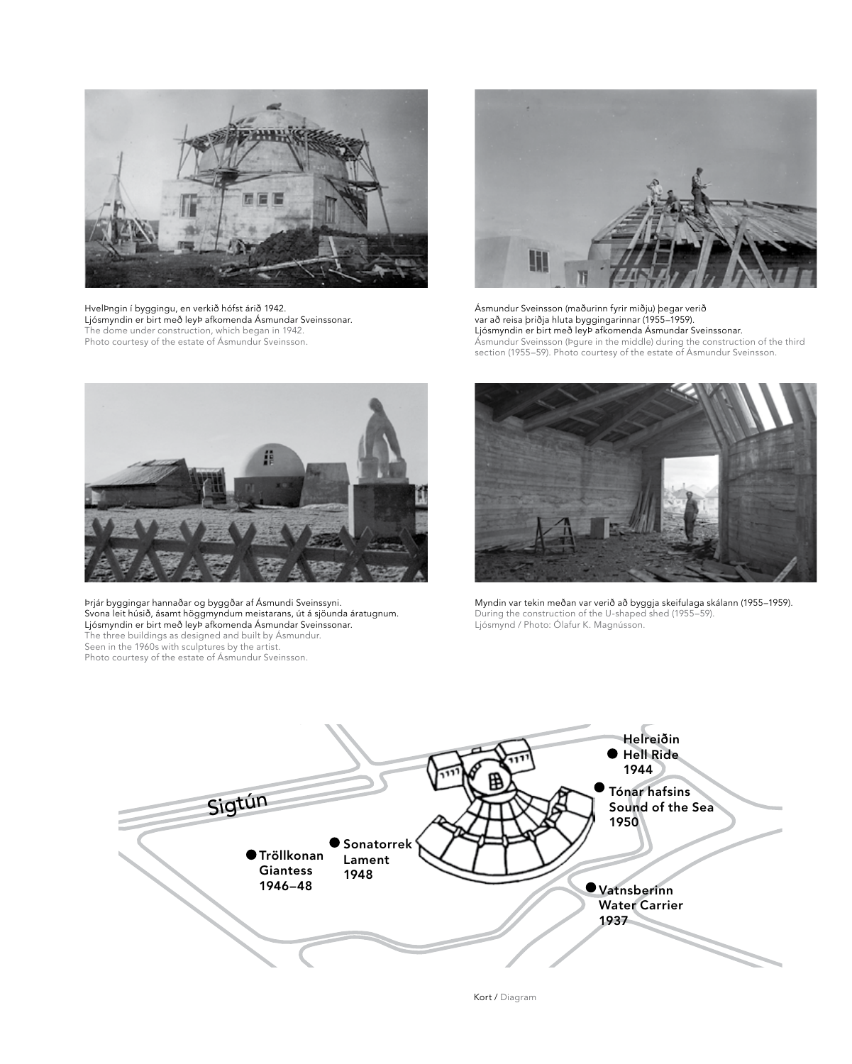Hvelþngin í byggingu, en verkið hófst árið 1942.
Ljósmyndin er birt með leyþ afkomenda Ásmundar Sveinssonar.
The dome under construction, which began in 1942.
Photo courtesy of the estate of Ásmundur Sveinsson.

Ásmundur Sveinsson (maðurinn fyrir miðju) þegar verið var að reisa þriðja hluta byggingarinnar (1955–1959).
Ljósmyndin er birt með leyþ afkomenda Ásmundar Sveinssonar.
Ásmundur Sveinsson (þgure in the middle) during the construction of the third section (1955–59). Photo courtesy of the estate of Ásmundur Sveinsson.

Þrjár byggingar hannaðar og byggðar af Ásmundi Sveinssyni.
Svona leit húsið, ásamt höggmyndum meistarans, út á sjöunda áratugnum.
Ljósmyndin er birt með leyþ afkomenda Ásmundar Sveinssonar.
The three buildings as designed and built by Ásmundur.
Seen in the 1960s with sculptures by the artist.
Photo courtesy of the estate of Ásmundur Sveinsson.

Myndin var tekin meðan var verið að byggja skeifulaga skálann (1955–1959).
During the construction of the U-shaped shed (1955–59).
Ljósmynd / Photo: Ólafur K. Magnússon.

Sigtún

Tröllkonan
Giantess
1946–48

Sonatorrek
Lament
1948

Helreiðin
Hell Ride
1944

Tónar hafsins
Sound of the Sea
1950

Vatnsberinn
Water Carrier
1937

Kort / Diagram